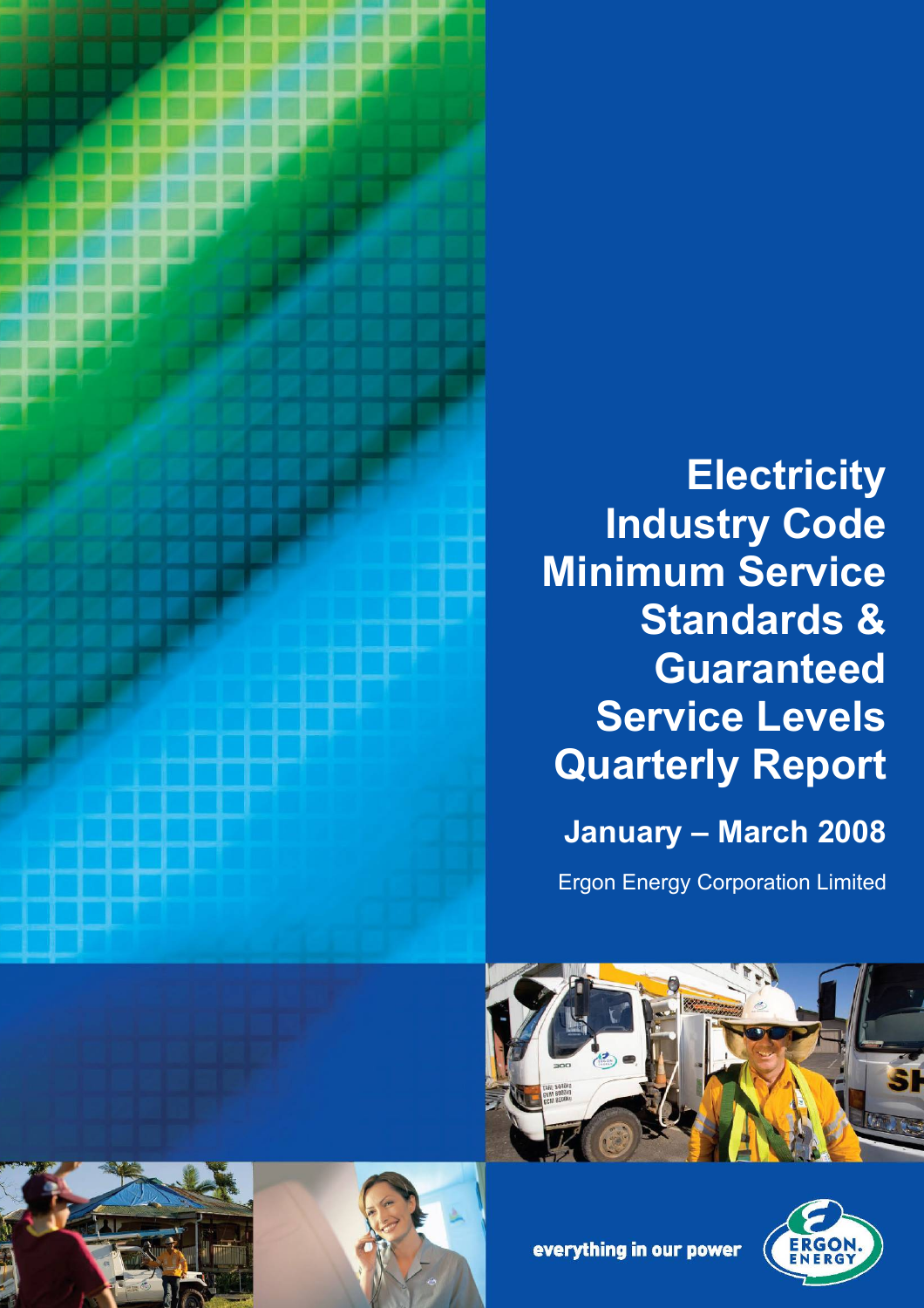# Electricity Industry Code Minimum Service Standards & Guaranteed Service Levels Quarterly Report

## January – March 2008

Ergon Energy Corporation Limited

everything in our power

ERGON ENERGY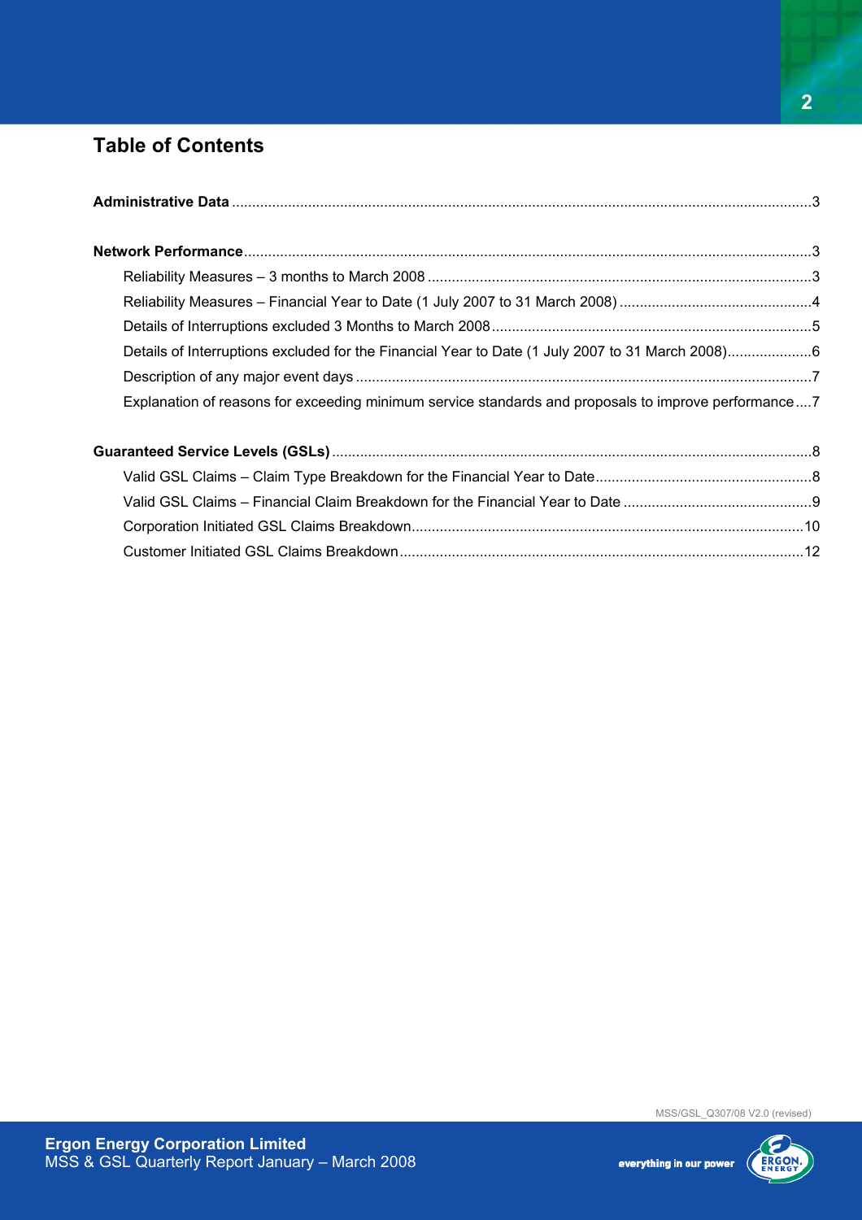# Table of Contents

**Administrative Data** ....................................................................................................................................... 3

**Network Performance** .................................................................................................................................... 3

- Reliability Measures – 3 months to March 2008 ............................................................................................ 3
- Reliability Measures – Financial Year to Date (1 July 2007 to 31 March 2008) ................................................ 4
- Details of Interruptions excluded 3 Months to March 2008 ............................................................................ 5
- Details of Interruptions excluded for the Financial Year to Date (1 July 2007 to 31 March 2008) ..................... 6
- Description of any major event days ............................................................................................................. 7
- Explanation of reasons for exceeding minimum service standards and proposals to improve performance .... 7

**Guaranteed Service Levels (GSLs)** ................................................................................................................... 8

- Valid GSL Claims – Claim Type Breakdown for the Financial Year to Date ..................................................... 8
- Valid GSL Claims – Financial Claim Breakdown for the Financial Year to Date ............................................... 9
- Corporation Initiated GSL Claims Breakdown ............................................................................................... 10
- Customer Initiated GSL Claims Breakdown .................................................................................................. 12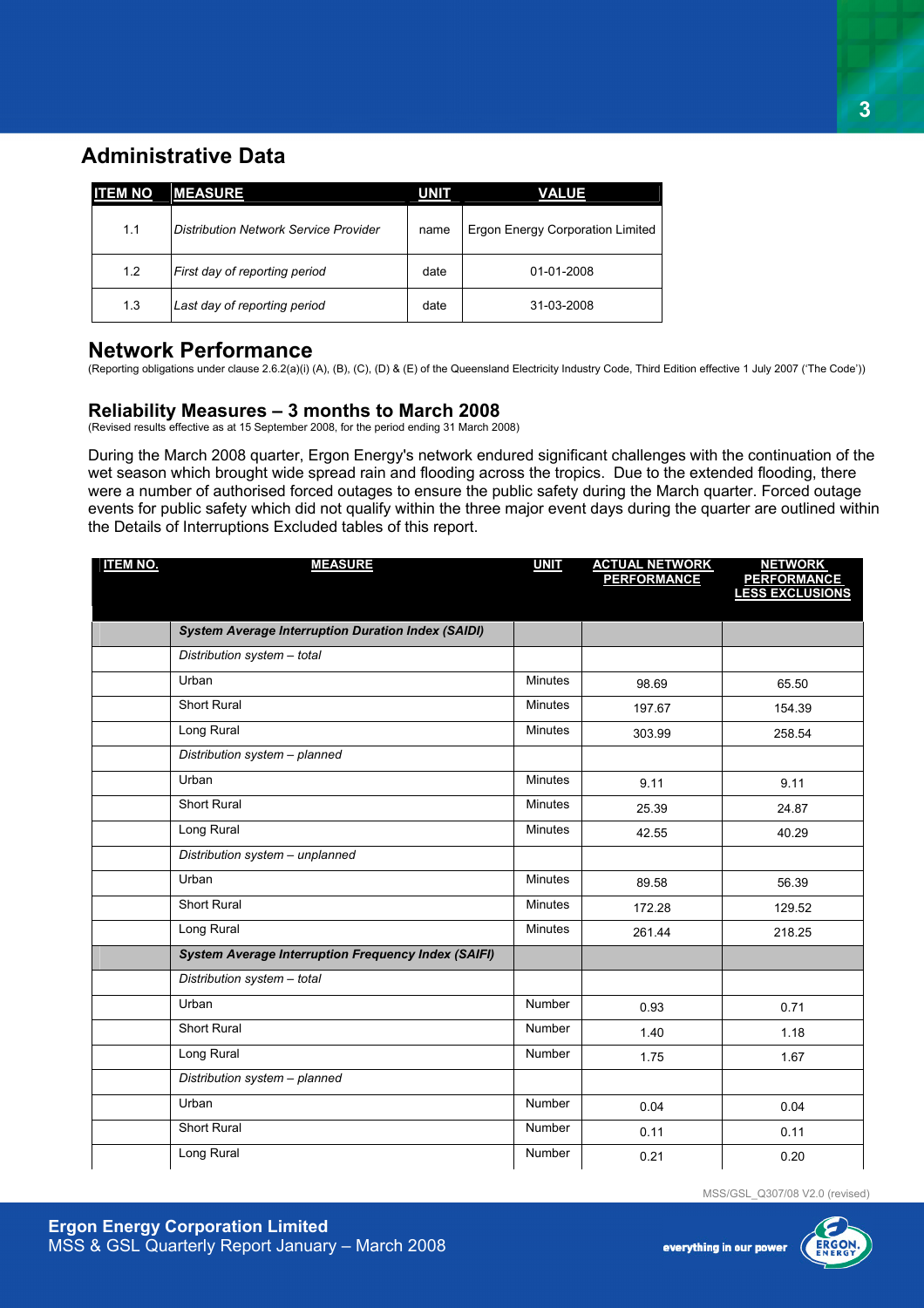## Administrative Data

| ITEM NO | MEASURE | UNIT | VALUE |
|---|---|---|---|
| 1.1 | *Distribution Network Service Provider* | name | Ergon Energy Corporation Limited |
| 1.2 | *First day of reporting period* | date | 01-01-2008 |
| 1.3 | *Last day of reporting period* | date | 31-03-2008 |

## Network Performance

(Reporting obligations under clause 2.6.2(a)(i) (A), (B), (C), (D) & (E) of the Queensland Electricity Industry Code, Third Edition effective 1 July 2007 ('The Code'))

### Reliability Measures – 3 months to March 2008

(Revised results effective as at 15 September 2008, for the period ending 31 March 2008)

During the March 2008 quarter, Ergon Energy's network endured significant challenges with the continuation of the wet season which brought wide spread rain and flooding across the tropics. Due to the extended flooding, there were a number of authorised forced outages to ensure the public safety during the March quarter. Forced outage events for public safety which did not qualify within the three major event days during the quarter are outlined within the Details of Interruptions Excluded tables of this report.

| ITEM NO. | MEASURE | UNIT | ACTUAL NETWORK PERFORMANCE | NETWORK PERFORMANCE LESS EXCLUSIONS |
|---|---|---|---|---|
| | ***System Average Interruption Duration Index (SAIDI)*** | | | |
| | *Distribution system – total* | | | |
| | Urban | Minutes | 98.69 | 65.50 |
| | Short Rural | Minutes | 197.67 | 154.39 |
| | Long Rural | Minutes | 303.99 | 258.54 |
| | *Distribution system – planned* | | | |
| | Urban | Minutes | 9.11 | 9.11 |
| | Short Rural | Minutes | 25.39 | 24.87 |
| | Long Rural | Minutes | 42.55 | 40.29 |
| | *Distribution system – unplanned* | | | |
| | Urban | Minutes | 89.58 | 56.39 |
| | Short Rural | Minutes | 172.28 | 129.52 |
| | Long Rural | Minutes | 261.44 | 218.25 |
| | ***System Average Interruption Frequency Index (SAIFI)*** | | | |
| | *Distribution system – total* | | | |
| | Urban | Number | 0.93 | 0.71 |
| | Short Rural | Number | 1.40 | 1.18 |
| | Long Rural | Number | 1.75 | 1.67 |
| | *Distribution system – planned* | | | |
| | Urban | Number | 0.04 | 0.04 |
| | Short Rural | Number | 0.11 | 0.11 |
| | Long Rural | Number | 0.21 | 0.20 |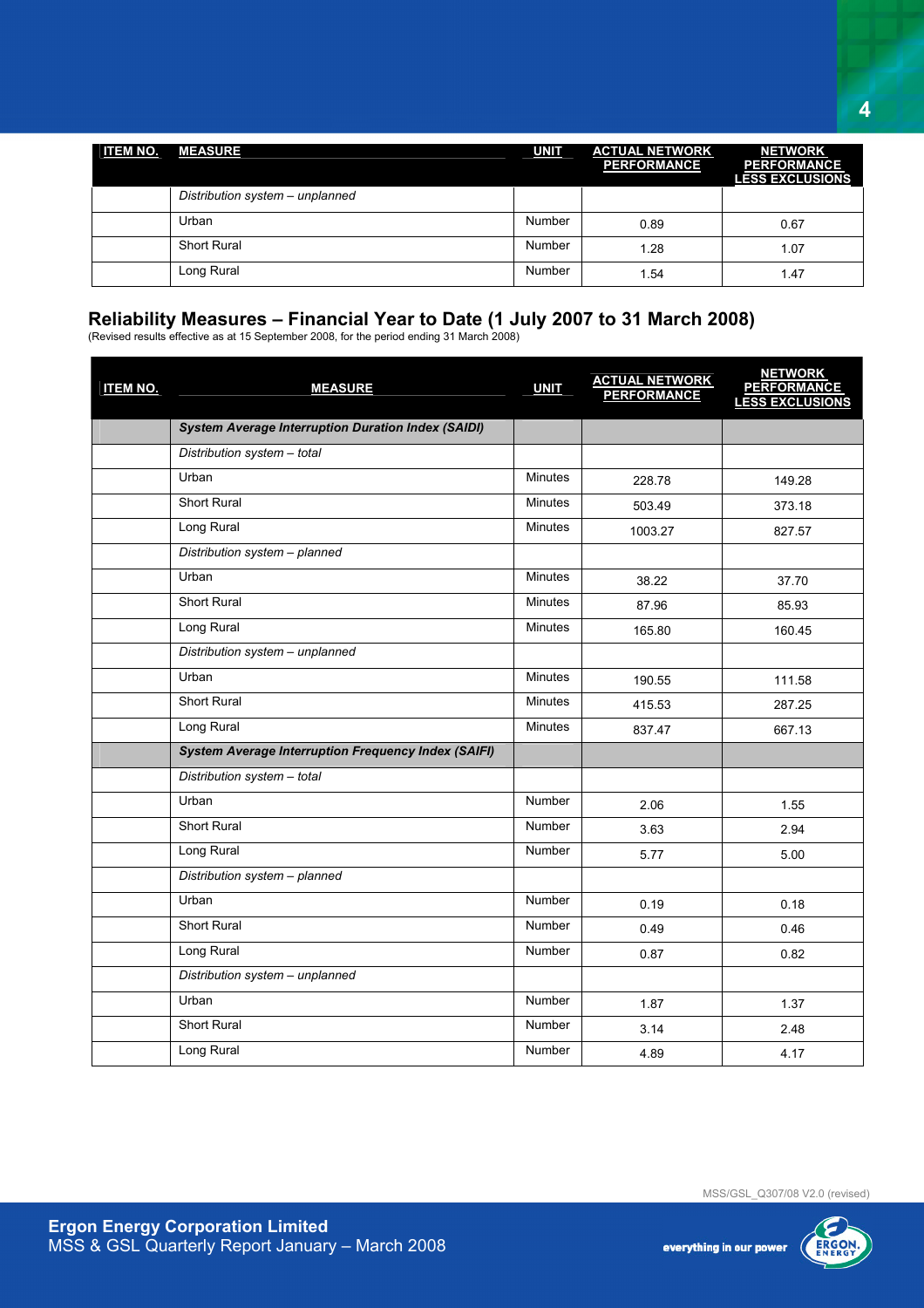| ITEM NO. | MEASURE | UNIT | ACTUAL NETWORK PERFORMANCE | NETWORK PERFORMANCE LESS EXCLUSIONS |
|---|---|---|---|---|
| | *Distribution system – unplanned* | | | |
| | Urban | Number | 0.89 | 0.67 |
| | Short Rural | Number | 1.28 | 1.07 |
| | Long Rural | Number | 1.54 | 1.47 |

## Reliability Measures – Financial Year to Date (1 July 2007 to 31 March 2008)

(Revised results effective as at 15 September 2008, for the period ending 31 March 2008)

| ITEM NO. | MEASURE | UNIT | ACTUAL NETWORK PERFORMANCE | NETWORK PERFORMANCE LESS EXCLUSIONS |
|---|---|---|---|---|
| | ***System Average Interruption Duration Index (SAIDI)*** | | | |
| | *Distribution system – total* | | | |
| | Urban | Minutes | 228.78 | 149.28 |
| | Short Rural | Minutes | 503.49 | 373.18 |
| | Long Rural | Minutes | 1003.27 | 827.57 |
| | *Distribution system – planned* | | | |
| | Urban | Minutes | 38.22 | 37.70 |
| | Short Rural | Minutes | 87.96 | 85.93 |
| | Long Rural | Minutes | 165.80 | 160.45 |
| | *Distribution system – unplanned* | | | |
| | Urban | Minutes | 190.55 | 111.58 |
| | Short Rural | Minutes | 415.53 | 287.25 |
| | Long Rural | Minutes | 837.47 | 667.13 |
| | ***System Average Interruption Frequency Index (SAIFI)*** | | | |
| | *Distribution system – total* | | | |
| | Urban | Number | 2.06 | 1.55 |
| | Short Rural | Number | 3.63 | 2.94 |
| | Long Rural | Number | 5.77 | 5.00 |
| | *Distribution system – planned* | | | |
| | Urban | Number | 0.19 | 0.18 |
| | Short Rural | Number | 0.49 | 0.46 |
| | Long Rural | Number | 0.87 | 0.82 |
| | *Distribution system – unplanned* | | | |
| | Urban | Number | 1.87 | 1.37 |
| | Short Rural | Number | 3.14 | 2.48 |
| | Long Rural | Number | 4.89 | 4.17 |

MSS/GSL_Q307/08 V2.0 (revised)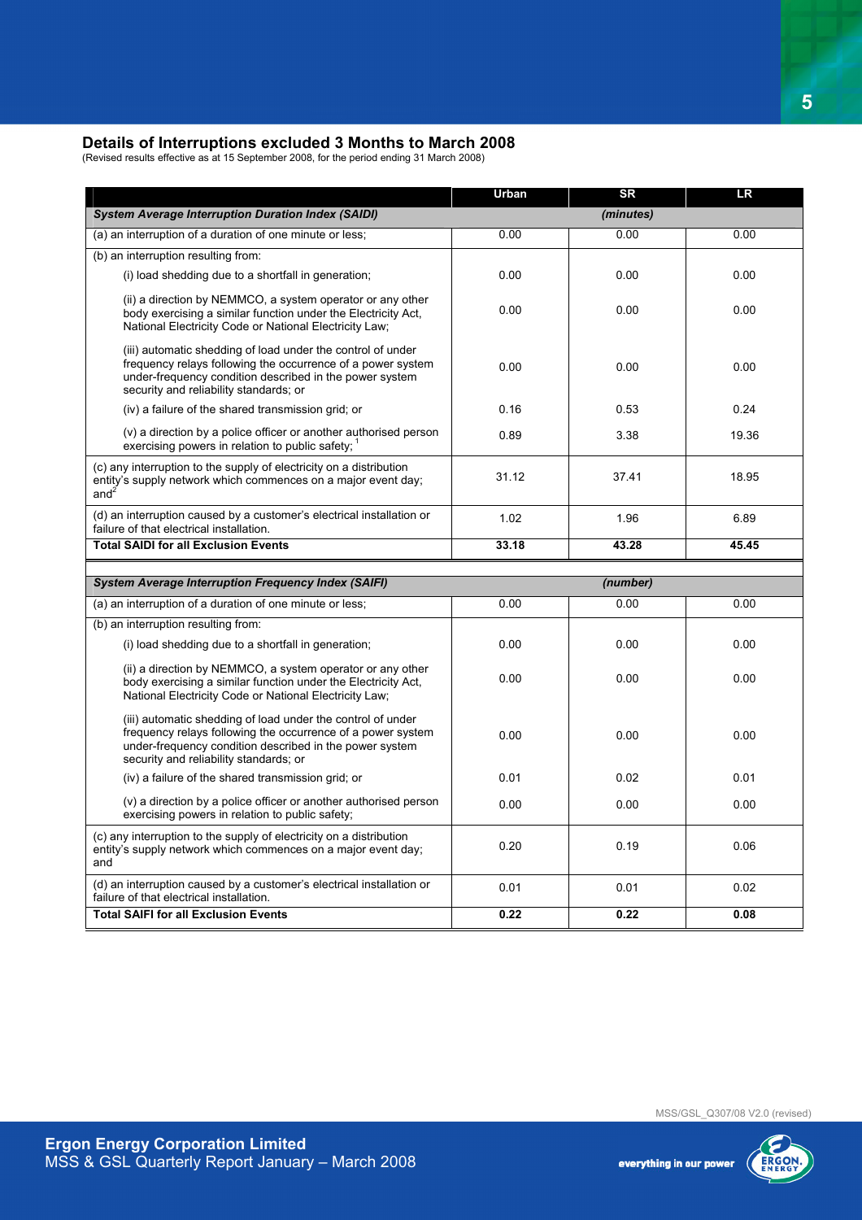## Details of Interruptions excluded 3 Months to March 2008

(Revised results effective as at 15 September 2008, for the period ending 31 March 2008)

| | Urban | SR | LR |
|---|---|---|---|
| ***System Average Interruption Duration Index (SAIDI)*** | | ***(minutes)*** | |
| (a) an interruption of a duration of one minute or less; | 0.00 | 0.00 | 0.00 |
| (b) an interruption resulting from: | | | |
| (i) load shedding due to a shortfall in generation; | 0.00 | 0.00 | 0.00 |
| (ii) a direction by NEMMCO, a system operator or any other body exercising a similar function under the Electricity Act, National Electricity Code or National Electricity Law; | 0.00 | 0.00 | 0.00 |
| (iii) automatic shedding of load under the control of under frequency relays following the occurrence of a power system under-frequency condition described in the power system security and reliability standards; or | 0.00 | 0.00 | 0.00 |
| (iv) a failure of the shared transmission grid; or | 0.16 | 0.53 | 0.24 |
| (v) a direction by a police officer or another authorised person exercising powers in relation to public safety; [1] | 0.89 | 3.38 | 19.36 |
| (c) any interruption to the supply of electricity on a distribution entity's supply network which commences on a major event day; and[2] | 31.12 | 37.41 | 18.95 |
| (d) an interruption caused by a customer's electrical installation or failure of that electrical installation. | 1.02 | 1.96 | 6.89 |
| **Total SAIDI for all Exclusion Events** | **33.18** | **43.28** | **45.45** |

| | Urban | SR | LR |
|---|---|---|---|
| ***System Average Interruption Frequency Index (SAIFI)*** | | ***(number)*** | |
| (a) an interruption of a duration of one minute or less; | 0.00 | 0.00 | 0.00 |
| (b) an interruption resulting from: | | | |
| (i) load shedding due to a shortfall in generation; | 0.00 | 0.00 | 0.00 |
| (ii) a direction by NEMMCO, a system operator or any other body exercising a similar function under the Electricity Act, National Electricity Code or National Electricity Law; | 0.00 | 0.00 | 0.00 |
| (iii) automatic shedding of load under the control of under frequency relays following the occurrence of a power system under-frequency condition described in the power system security and reliability standards; or | 0.00 | 0.00 | 0.00 |
| (iv) a failure of the shared transmission grid; or | 0.01 | 0.02 | 0.01 |
| (v) a direction by a police officer or another authorised person exercising powers in relation to public safety; | 0.00 | 0.00 | 0.00 |
| (c) any interruption to the supply of electricity on a distribution entity's supply network which commences on a major event day; and | 0.20 | 0.19 | 0.06 |
| (d) an interruption caused by a customer's electrical installation or failure of that electrical installation. | 0.01 | 0.01 | 0.02 |
| **Total SAIFI for all Exclusion Events** | **0.22** | **0.22** | **0.08** |

MSS/GSL_Q307/08 V2.0 (revised)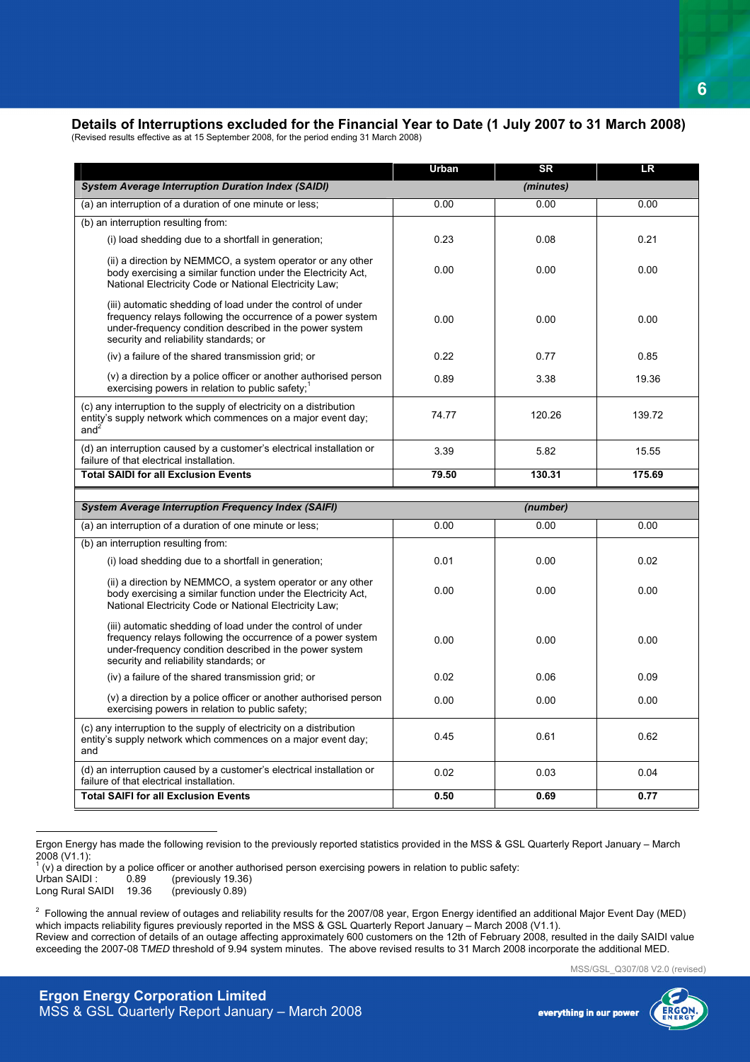## Details of Interruptions excluded for the Financial Year to Date (1 July 2007 to 31 March 2008)

(Revised results effective as at 15 September 2008, for the period ending 31 March 2008)

| | Urban | SR | LR |
|---|---|---|---|
| ***System Average Interruption Duration Index (SAIDI)*** | | ***(minutes)*** | |
| (a) an interruption of a duration of one minute or less; | 0.00 | 0.00 | 0.00 |
| (b) an interruption resulting from: | | | |
| (i) load shedding due to a shortfall in generation; | 0.23 | 0.08 | 0.21 |
| (ii) a direction by NEMMCO, a system operator or any other body exercising a similar function under the Electricity Act, National Electricity Code or National Electricity Law; | 0.00 | 0.00 | 0.00 |
| (iii) automatic shedding of load under the control of under frequency relays following the occurrence of a power system under-frequency condition described in the power system security and reliability standards; or | 0.00 | 0.00 | 0.00 |
| (iv) a failure of the shared transmission grid; or | 0.22 | 0.77 | 0.85 |
| (v) a direction by a police officer or another authorised person exercising powers in relation to public safety;[1] | 0.89 | 3.38 | 19.36 |
| (c) any interruption to the supply of electricity on a distribution entity's supply network which commences on a major event day; and[2] | 74.77 | 120.26 | 139.72 |
| (d) an interruption caused by a customer's electrical installation or failure of that electrical installation. | 3.39 | 5.82 | 15.55 |
| **Total SAIDI for all Exclusion Events** | **79.50** | **130.31** | **175.69** |

| | Urban | SR | LR |
|---|---|---|---|
| ***System Average Interruption Frequency Index (SAIFI)*** | | ***(number)*** | |
| (a) an interruption of a duration of one minute or less; | 0.00 | 0.00 | 0.00 |
| (b) an interruption resulting from: | | | |
| (i) load shedding due to a shortfall in generation; | 0.01 | 0.00 | 0.02 |
| (ii) a direction by NEMMCO, a system operator or any other body exercising a similar function under the Electricity Act, National Electricity Code or National Electricity Law; | 0.00 | 0.00 | 0.00 |
| (iii) automatic shedding of load under the control of under frequency relays following the occurrence of a power system under-frequency condition described in the power system security and reliability standards; or | 0.00 | 0.00 | 0.00 |
| (iv) a failure of the shared transmission grid; or | 0.02 | 0.06 | 0.09 |
| (v) a direction by a police officer or another authorised person exercising powers in relation to public safety; | 0.00 | 0.00 | 0.00 |
| (c) any interruption to the supply of electricity on a distribution entity's supply network which commences on a major event day; and | 0.45 | 0.61 | 0.62 |
| (d) an interruption caused by a customer's electrical installation or failure of that electrical installation. | 0.02 | 0.03 | 0.04 |
| **Total SAIFI for all Exclusion Events** | **0.50** | **0.69** | **0.77** |

Ergon Energy has made the following revision to the previously reported statistics provided in the MSS & GSL Quarterly Report January – March 2008 (V1.1):

[1] (v) a direction by a police officer or another authorised person exercising powers in relation to public safety:
Urban SAIDI : 0.89 (previously 19.36)
Long Rural SAIDI 19.36 (previously 0.89)

[2] Following the annual review of outages and reliability results for the 2007/08 year, Ergon Energy identified an additional Major Event Day (MED) which impacts reliability figures previously reported in the MSS & GSL Quarterly Report January – March 2008 (V1.1).
Review and correction of details of an outage affecting approximately 600 customers on the 12th of February 2008, resulted in the daily SAIDI value exceeding the 2007-08 T*MED* threshold of 9.94 system minutes. The above revised results to 31 March 2008 incorporate the additional MED.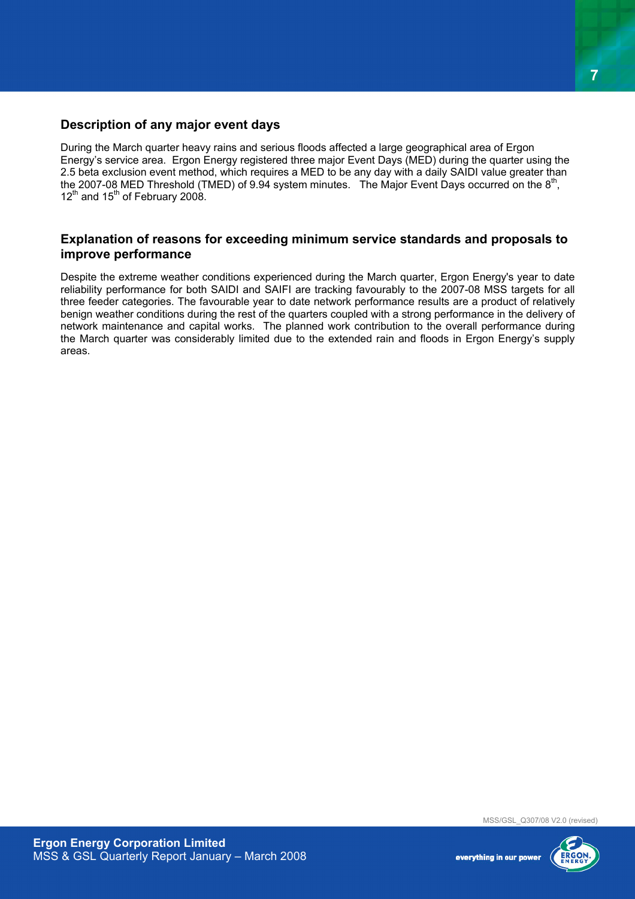## Description of any major event days

During the March quarter heavy rains and serious floods affected a large geographical area of Ergon Energy's service area. Ergon Energy registered three major Event Days (MED) during the quarter using the 2.5 beta exclusion event method, which requires a MED to be any day with a daily SAIDI value greater than the 2007-08 MED Threshold (TMED) of 9.94 system minutes. The Major Event Days occurred on the 8th, 12th and 15th of February 2008.

## Explanation of reasons for exceeding minimum service standards and proposals to improve performance

Despite the extreme weather conditions experienced during the March quarter, Ergon Energy's year to date reliability performance for both SAIDI and SAIFI are tracking favourably to the 2007-08 MSS targets for all three feeder categories. The favourable year to date network performance results are a product of relatively benign weather conditions during the rest of the quarters coupled with a strong performance in the delivery of network maintenance and capital works. The planned work contribution to the overall performance during the March quarter was considerably limited due to the extended rain and floods in Ergon Energy's supply areas.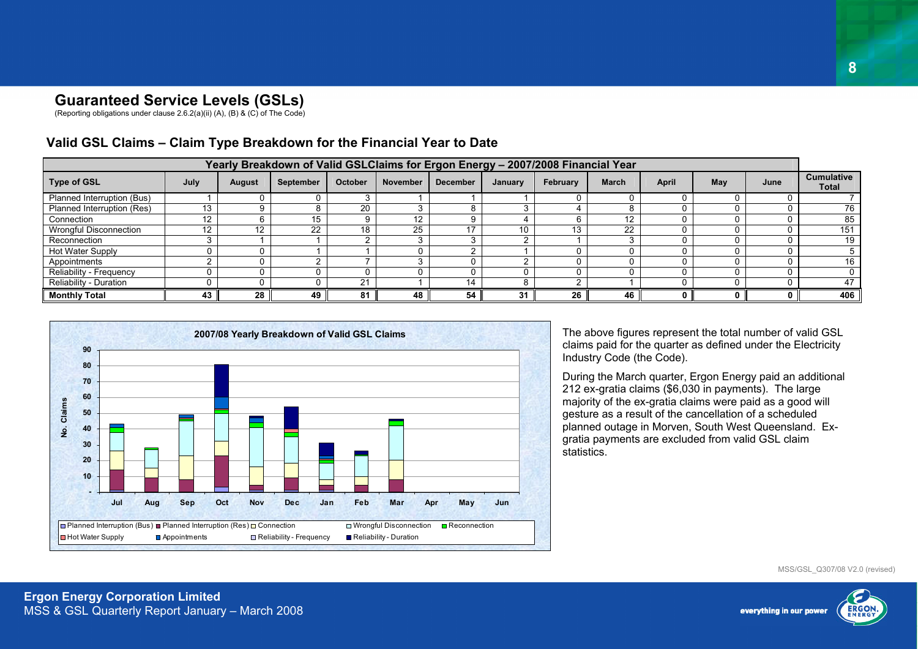## Guaranteed Service Levels (GSLs)

(Reporting obligations under clause 2.6.2(a)(ii) (A), (B) & (C) of The Code)

### Valid GSL Claims – Claim Type Breakdown for the Financial Year to Date

| Yearly Breakdown of Valid GSLClaims for Ergon Energy – 2007/2008 Financial Year | | | | | | | | | | | | | |
|---|---|---|---|---|---|---|---|---|---|---|---|---|---|
| **Type of GSL** | **July** | **August** | **September** | **October** | **November** | **December** | **January** | **February** | **March** | **April** | **May** | **June** | **Cumulative Total** |
| Planned Interruption (Bus) | 1 | 0 | 0 | 3 | 1 | 1 | 1 | 0 | 0 | 0 | 0 | 0 | 7 |
| Planned Interruption (Res) | 13 | 9 | 8 | 20 | 3 | 8 | 3 | 4 | 8 | 0 | 0 | 0 | 76 |
| Connection | 12 | 6 | 15 | 9 | 12 | 9 | 4 | 6 | 12 | 0 | 0 | 0 | 85 |
| Wrongful Disconnection | 12 | 12 | 22 | 18 | 25 | 17 | 10 | 13 | 22 | 0 | 0 | 0 | 151 |
| Reconnection | 3 | 1 | 1 | 2 | 3 | 3 | 2 | 1 | 3 | 0 | 0 | 0 | 19 |
| Hot Water Supply | 0 | 0 | 1 | 1 | 0 | 2 | 1 | 0 | 0 | 0 | 0 | 0 | 5 |
| Appointments | 2 | 0 | 2 | 7 | 3 | 0 | 2 | 0 | 0 | 0 | 0 | 0 | 16 |
| Reliability - Frequency | 0 | 0 | 0 | 0 | 0 | 0 | 0 | 0 | 0 | 0 | 0 | 0 | 0 |
| Reliability - Duration | 0 | 0 | 0 | 21 | 1 | 14 | 8 | 2 | 1 | 0 | 0 | 0 | 47 |
| **Monthly Total** | **43** | **28** | **49** | **81** | **48** | **54** | **31** | **26** | **46** | **0** | **0** | **0** | **406** |

2007/08 Yearly Breakdown of Valid GSL Claims

The above figures represent the total number of valid GSL claims paid for the quarter as defined under the Electricity Industry Code (the Code).

During the March quarter, Ergon Energy paid an additional 212 ex-gratia claims ($6,030 in payments). The large majority of the ex-gratia claims were paid as a good will gesture as a result of the cancellation of a scheduled planned outage in Morven, South West Queensland. Ex-gratia payments are excluded from valid GSL claim statistics.

MSS/GSL_Q307/08 V2.0 (revised)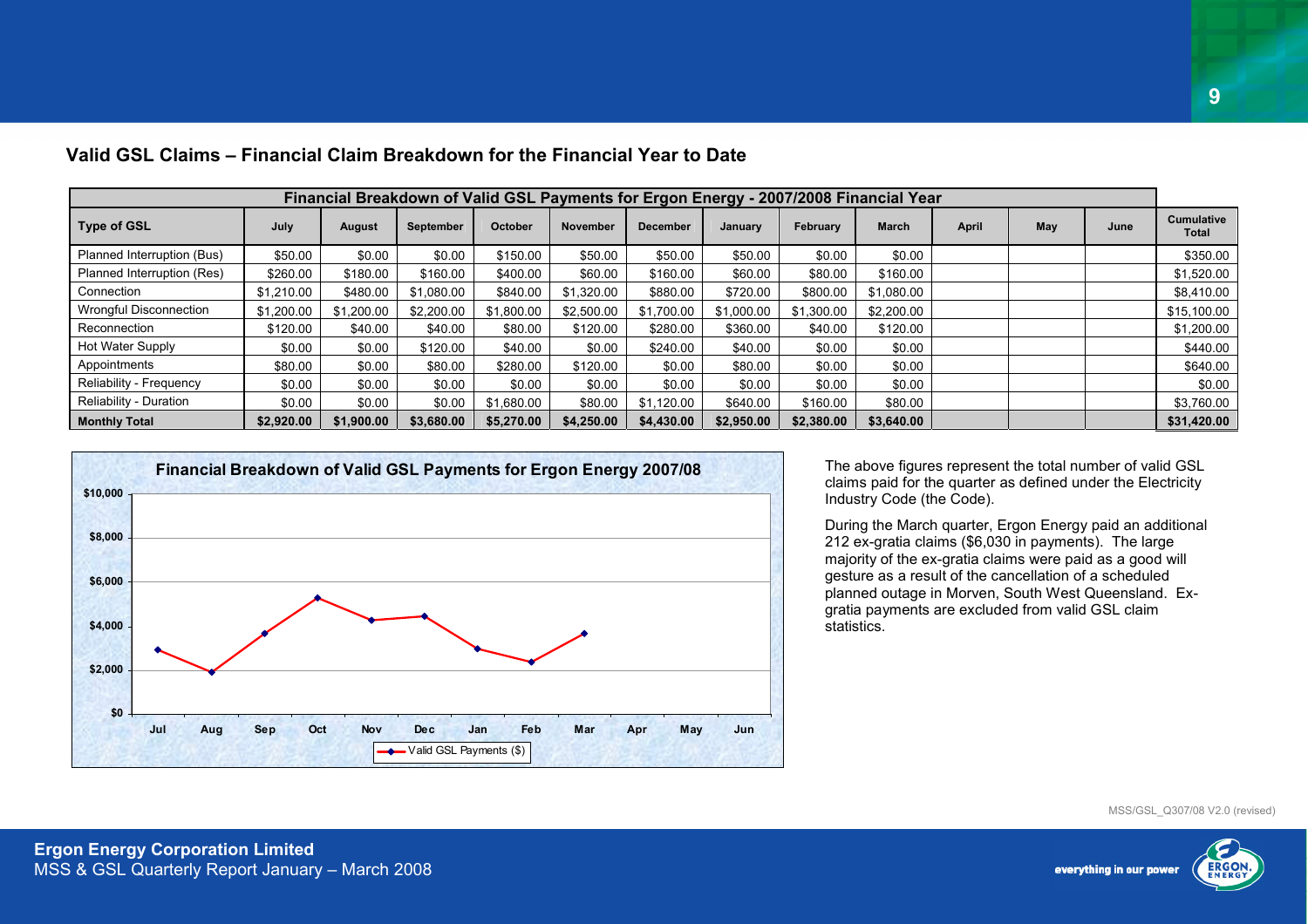## Valid GSL Claims – Financial Claim Breakdown for the Financial Year to Date

| Financial Breakdown of Valid GSL Payments for Ergon Energy - 2007/2008 Financial Year | | | | | | | | | | | | | |
|---|---|---|---|---|---|---|---|---|---|---|---|---|---|
| **Type of GSL** | **July** | **August** | **September** | **October** | **November** | **December** | **January** | **February** | **March** | **April** | **May** | **June** | **Cumulative Total** |
| Planned Interruption (Bus) | $50.00 | $0.00 | $0.00 | $150.00 | $50.00 | $50.00 | $50.00 | $0.00 | $0.00 | | | | $350.00 |
| Planned Interruption (Res) | $260.00 | $180.00 | $160.00 | $400.00 | $60.00 | $160.00 | $60.00 | $80.00 | $160.00 | | | | $1,520.00 |
| Connection | $1,210.00 | $480.00 | $1,080.00 | $840.00 | $1,320.00 | $880.00 | $720.00 | $800.00 | $1,080.00 | | | | $8,410.00 |
| Wrongful Disconnection | $1,200.00 | $1,200.00 | $2,200.00 | $1,800.00 | $2,500.00 | $1,700.00 | $1,000.00 | $1,300.00 | $2,200.00 | | | | $15,100.00 |
| Reconnection | $120.00 | $40.00 | $40.00 | $80.00 | $120.00 | $280.00 | $360.00 | $40.00 | $120.00 | | | | $1,200.00 |
| Hot Water Supply | $0.00 | $0.00 | $120.00 | $40.00 | $0.00 | $240.00 | $40.00 | $0.00 | $0.00 | | | | $440.00 |
| Appointments | $80.00 | $0.00 | $80.00 | $280.00 | $120.00 | $0.00 | $80.00 | $0.00 | $0.00 | | | | $640.00 |
| Reliability - Frequency | $0.00 | $0.00 | $0.00 | $0.00 | $0.00 | $0.00 | $0.00 | $0.00 | $0.00 | | | | $0.00 |
| Reliability - Duration | $0.00 | $0.00 | $0.00 | $1,680.00 | $80.00 | $1,120.00 | $640.00 | $160.00 | $80.00 | | | | $3,760.00 |
| **Monthly Total** | **$2,920.00** | **$1,900.00** | **$3,680.00** | **$5,270.00** | **$4,250.00** | **$4,430.00** | **$2,950.00** | **$2,380.00** | **$3,640.00** | | | | **$31,420.00** |

**Financial Breakdown of Valid GSL Payments for Ergon Energy 2007/08**

The above figures represent the total number of valid GSL claims paid for the quarter as defined under the Electricity Industry Code (the Code).

During the March quarter, Ergon Energy paid an additional 212 ex-gratia claims ($6,030 in payments). The large majority of the ex-gratia claims were paid as a good will gesture as a result of the cancellation of a scheduled planned outage in Morven, South West Queensland. Ex-gratia payments are excluded from valid GSL claim statistics.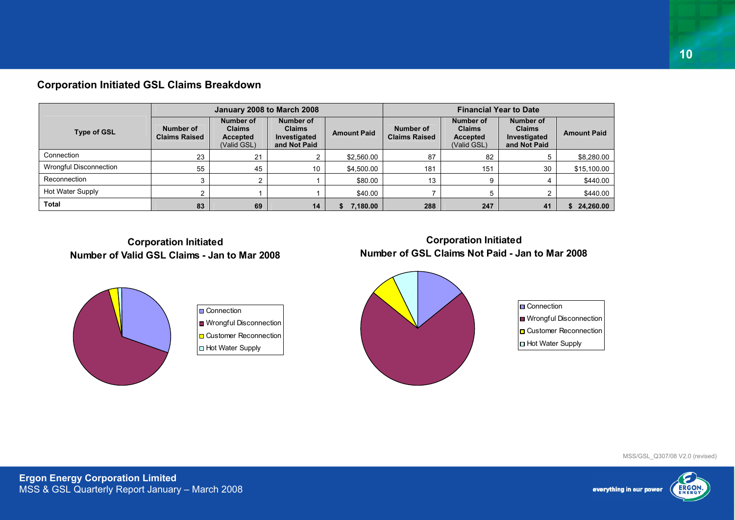## Corporation Initiated GSL Claims Breakdown

| Type of GSL | January 2008 to March 2008 | | | | Financial Year to Date | | | |
|---|---|---|---|---|---|---|---|---|
| | Number of Claims Raised | Number of Claims Accepted (Valid GSL) | Number of Claims Investigated and Not Paid | Amount Paid | Number of Claims Raised | Number of Claims Accepted (Valid GSL) | Number of Claims Investigated and Not Paid | Amount Paid |
| Connection | 23 | 21 | 2 | $2,560.00 | 87 | 82 | 5 | $8,280.00 |
| Wrongful Disconnection | 55 | 45 | 10 | $4,500.00 | 181 | 151 | 30 | $15,100.00 |
| Reconnection | 3 | 2 | 1 | $80.00 | 13 | 9 | 4 | $440.00 |
| Hot Water Supply | 2 | 1 | 1 | $40.00 | 7 | 5 | 2 | $440.00 |
| **Total** | **83** | **69** | **14** | **$ 7,180.00** | **288** | **247** | **41** | **$ 24,260.00** |

**Corporation Initiated**
**Number of Valid GSL Claims - Jan to Mar 2008**

- Connection
- Wrongful Disconnection
- Customer Reconnection
- Hot Water Supply

**Corporation Initiated**
**Number of GSL Claims Not Paid - Jan to Mar 2008**

- Connection
- Wrongful Disconnection
- Customer Reconnection
- Hot Water Supply

MSS/GSL_Q307/08 V2.0 (revised)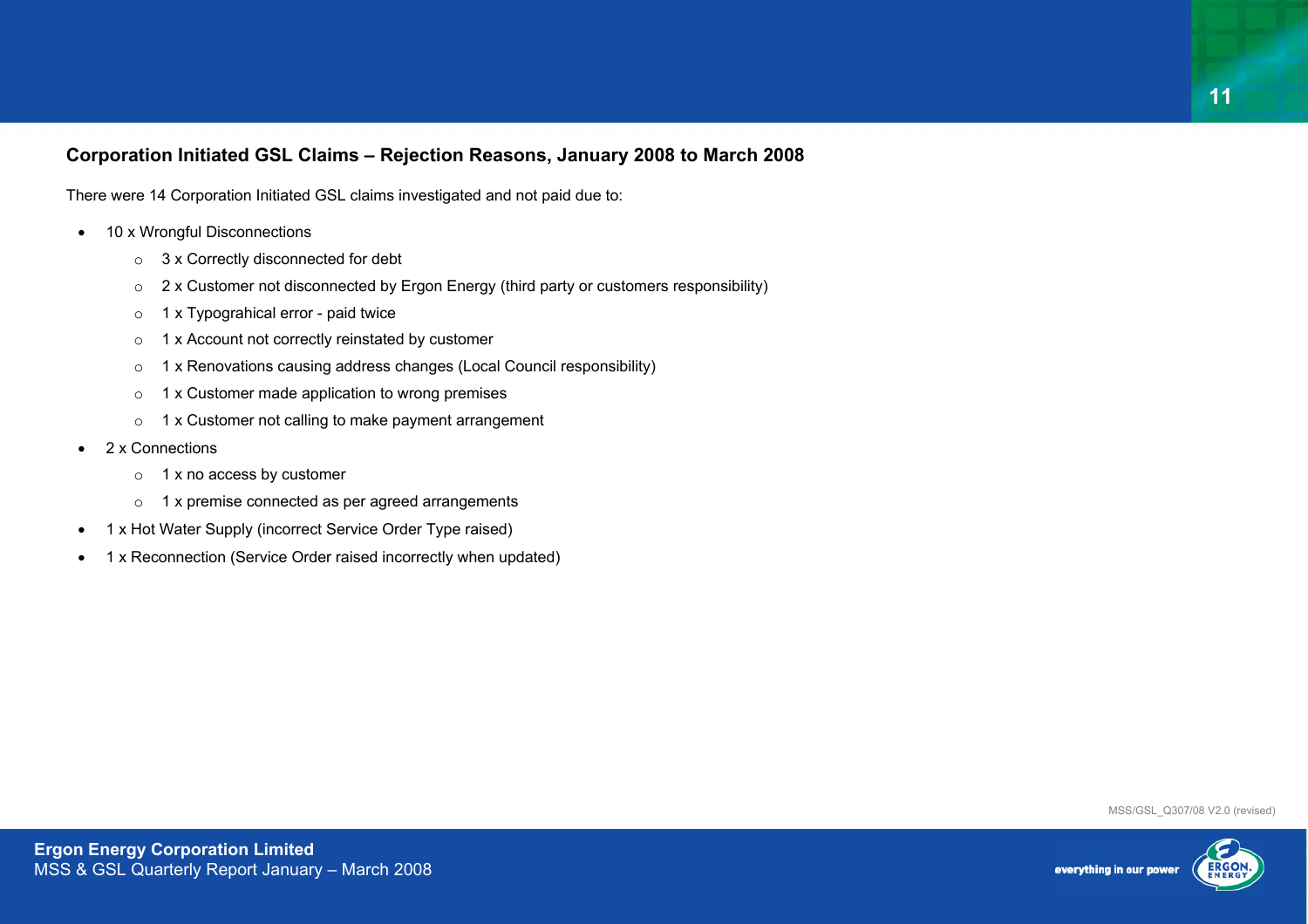## Corporation Initiated GSL Claims – Rejection Reasons, January 2008 to March 2008

There were 14 Corporation Initiated GSL claims investigated and not paid due to:

- 10 x Wrongful Disconnections
  - 3 x Correctly disconnected for debt
  - 2 x Customer not disconnected by Ergon Energy (third party or customers responsibility)
  - 1 x Typograhical error - paid twice
  - 1 x Account not correctly reinstated by customer
  - 1 x Renovations causing address changes (Local Council responsibility)
  - 1 x Customer made application to wrong premises
  - 1 x Customer not calling to make payment arrangement
- 2 x Connections
  - 1 x no access by customer
  - 1 x premise connected as per agreed arrangements
- 1 x Hot Water Supply (incorrect Service Order Type raised)
- 1 x Reconnection (Service Order raised incorrectly when updated)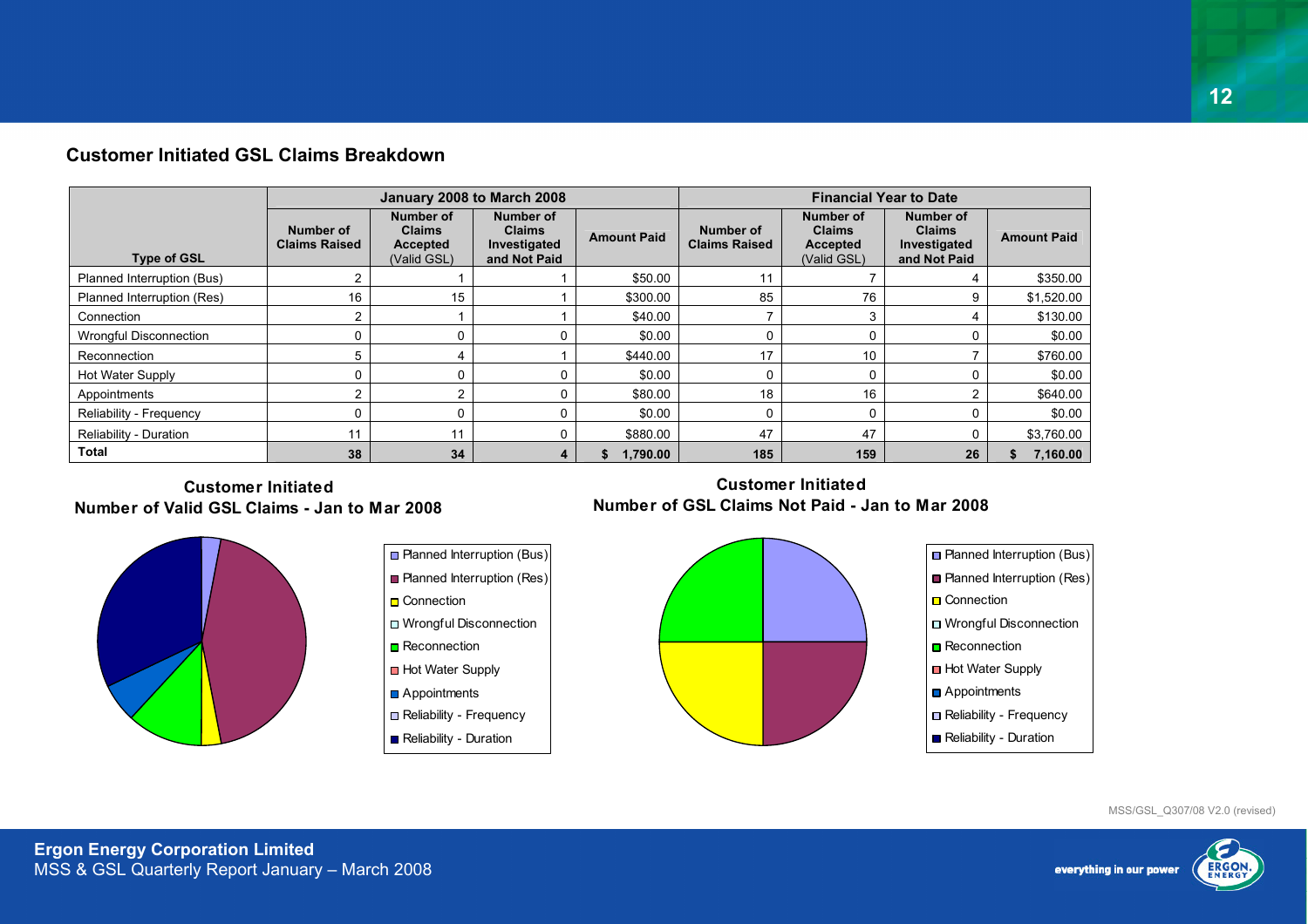## Customer Initiated GSL Claims Breakdown

| Type of GSL | January 2008 to March 2008 | | | | Financial Year to Date | | | |
|---|---|---|---|---|---|---|---|---|
| | Number of Claims Raised | Number of Claims Accepted (Valid GSL) | Number of Claims Investigated and Not Paid | Amount Paid | Number of Claims Raised | Number of Claims Accepted (Valid GSL) | Number of Claims Investigated and Not Paid | Amount Paid |
| Planned Interruption (Bus) | 2 | 1 | 1 | $50.00 | 11 | 7 | 4 | $350.00 |
| Planned Interruption (Res) | 16 | 15 | 1 | $300.00 | 85 | 76 | 9 | $1,520.00 |
| Connection | 2 | 1 | 1 | $40.00 | 7 | 3 | 4 | $130.00 |
| Wrongful Disconnection | 0 | 0 | 0 | $0.00 | 0 | 0 | 0 | $0.00 |
| Reconnection | 5 | 4 | 1 | $440.00 | 17 | 10 | 7 | $760.00 |
| Hot Water Supply | 0 | 0 | 0 | $0.00 | 0 | 0 | 0 | $0.00 |
| Appointments | 2 | 2 | 0 | $80.00 | 18 | 16 | 2 | $640.00 |
| Reliability - Frequency | 0 | 0 | 0 | $0.00 | 0 | 0 | 0 | $0.00 |
| Reliability - Duration | 11 | 11 | 0 | $880.00 | 47 | 47 | 0 | $3,760.00 |
| **Total** | **38** | **34** | **4** | **$ 1,790.00** | **185** | **159** | **26** | **$ 7,160.00** |

**Customer Initiated**
**Number of Valid GSL Claims - Jan to Mar 2008**

- Planned Interruption (Bus)
- Planned Interruption (Res)
- Connection
- Wrongful Disconnection
- Reconnection
- Hot Water Supply
- Appointments
- Reliability - Frequency
- Reliability - Duration

**Customer Initiated**
**Number of GSL Claims Not Paid - Jan to Mar 2008**

- Planned Interruption (Bus)
- Planned Interruption (Res)
- Connection
- Wrongful Disconnection
- Reconnection
- Hot Water Supply
- Appointments
- Reliability - Frequency
- Reliability - Duration

MSS/GSL_Q307/08 V2.0 (revised)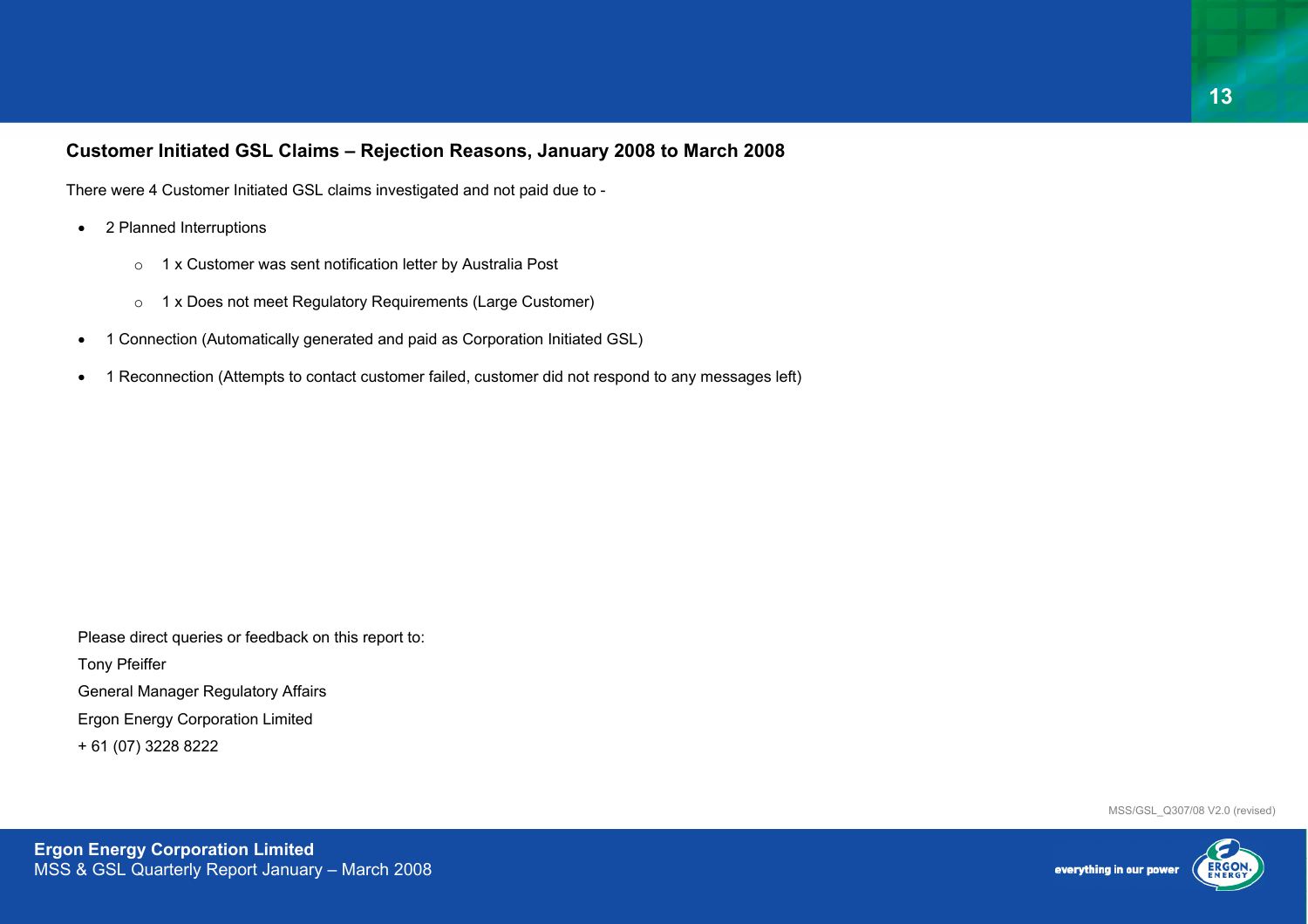## Customer Initiated GSL Claims – Rejection Reasons, January 2008 to March 2008

There were 4 Customer Initiated GSL claims investigated and not paid due to -

- 2 Planned Interruptions
  - 1 x Customer was sent notification letter by Australia Post
  - 1 x Does not meet Regulatory Requirements (Large Customer)
- 1 Connection (Automatically generated and paid as Corporation Initiated GSL)
- 1 Reconnection (Attempts to contact customer failed, customer did not respond to any messages left)

Please direct queries or feedback on this report to:

Tony Pfeiffer

General Manager Regulatory Affairs

Ergon Energy Corporation Limited

+ 61 (07) 3228 8222

MSS/GSL_Q307/08 V2.0 (revised)